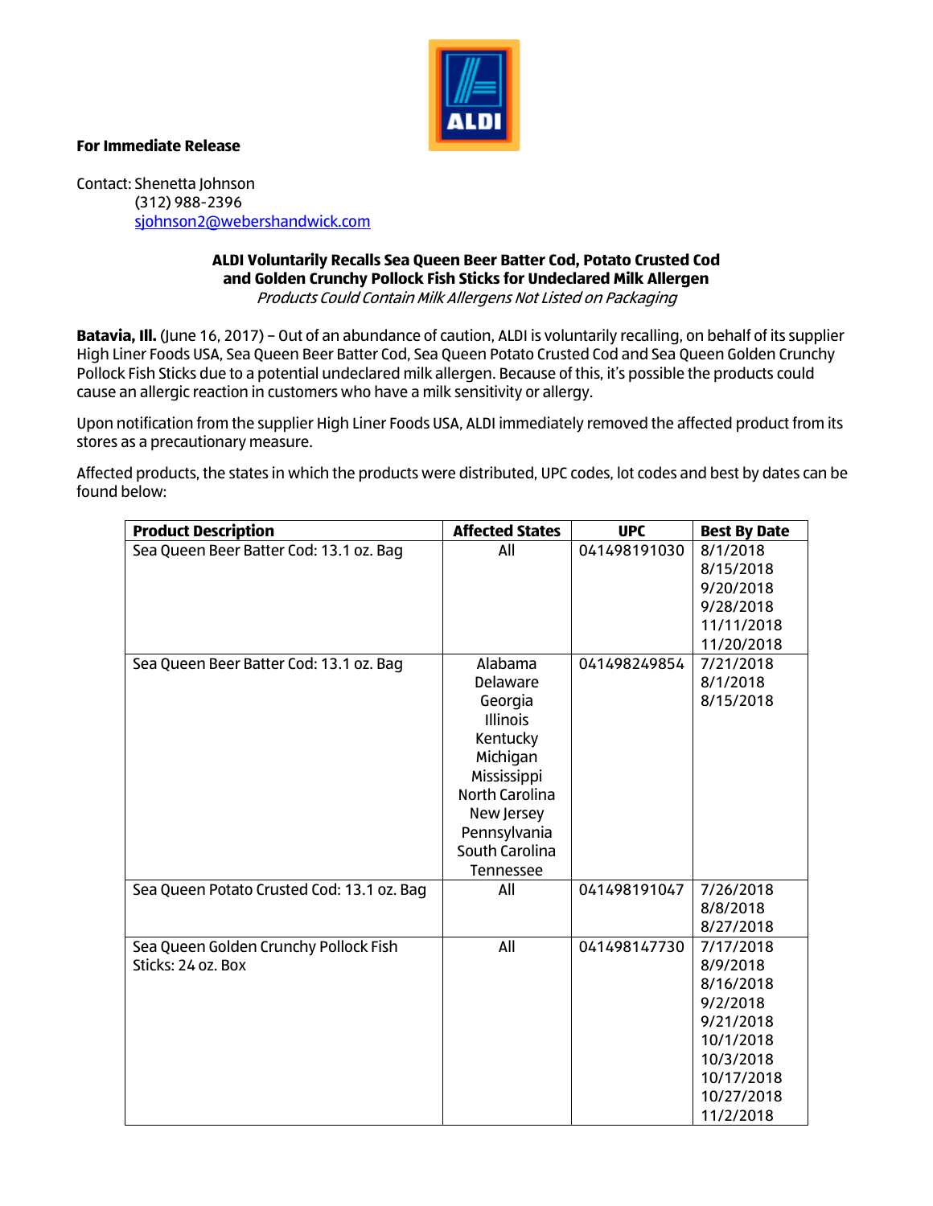**For Immediate Release**

Contact: Shenetta Johnson
(312) 988-2396
sjohnson2@webershandwick.com

**ALDI Voluntarily Recalls Sea Queen Beer Batter Cod, Potato Crusted Cod and Golden Crunchy Pollock Fish Sticks for Undeclared Milk Allergen**
*Products Could Contain Milk Allergens Not Listed on Packaging*

**Batavia, Ill.** (June 16, 2017) – Out of an abundance of caution, ALDI is voluntarily recalling, on behalf of its supplier High Liner Foods USA, Sea Queen Beer Batter Cod, Sea Queen Potato Crusted Cod and Sea Queen Golden Crunchy Pollock Fish Sticks due to a potential undeclared milk allergen. Because of this, it's possible the products could cause an allergic reaction in customers who have a milk sensitivity or allergy.

Upon notification from the supplier High Liner Foods USA, ALDI immediately removed the affected product from its stores as a precautionary measure.

Affected products, the states in which the products were distributed, UPC codes, lot codes and best by dates can be found below:

| Product Description | Affected States | UPC | Best By Date |
|---|---|---|---|
| Sea Queen Beer Batter Cod: 13.1 oz. Bag | All | 041498191030 | 8/1/2018<br>8/15/2018<br>9/20/2018<br>9/28/2018<br>11/11/2018<br>11/20/2018 |
| Sea Queen Beer Batter Cod: 13.1 oz. Bag | Alabama<br>Delaware<br>Georgia<br>Illinois<br>Kentucky<br>Michigan<br>Mississippi<br>North Carolina<br>New Jersey<br>Pennsylvania<br>South Carolina<br>Tennessee | 041498249854 | 7/21/2018<br>8/1/2018<br>8/15/2018 |
| Sea Queen Potato Crusted Cod: 13.1 oz. Bag | All | 041498191047 | 7/26/2018<br>8/8/2018<br>8/27/2018 |
| Sea Queen Golden Crunchy Pollock Fish Sticks: 24 oz. Box | All | 041498147730 | 7/17/2018<br>8/9/2018<br>8/16/2018<br>9/2/2018<br>9/21/2018<br>10/1/2018<br>10/3/2018<br>10/17/2018<br>10/27/2018<br>11/2/2018 |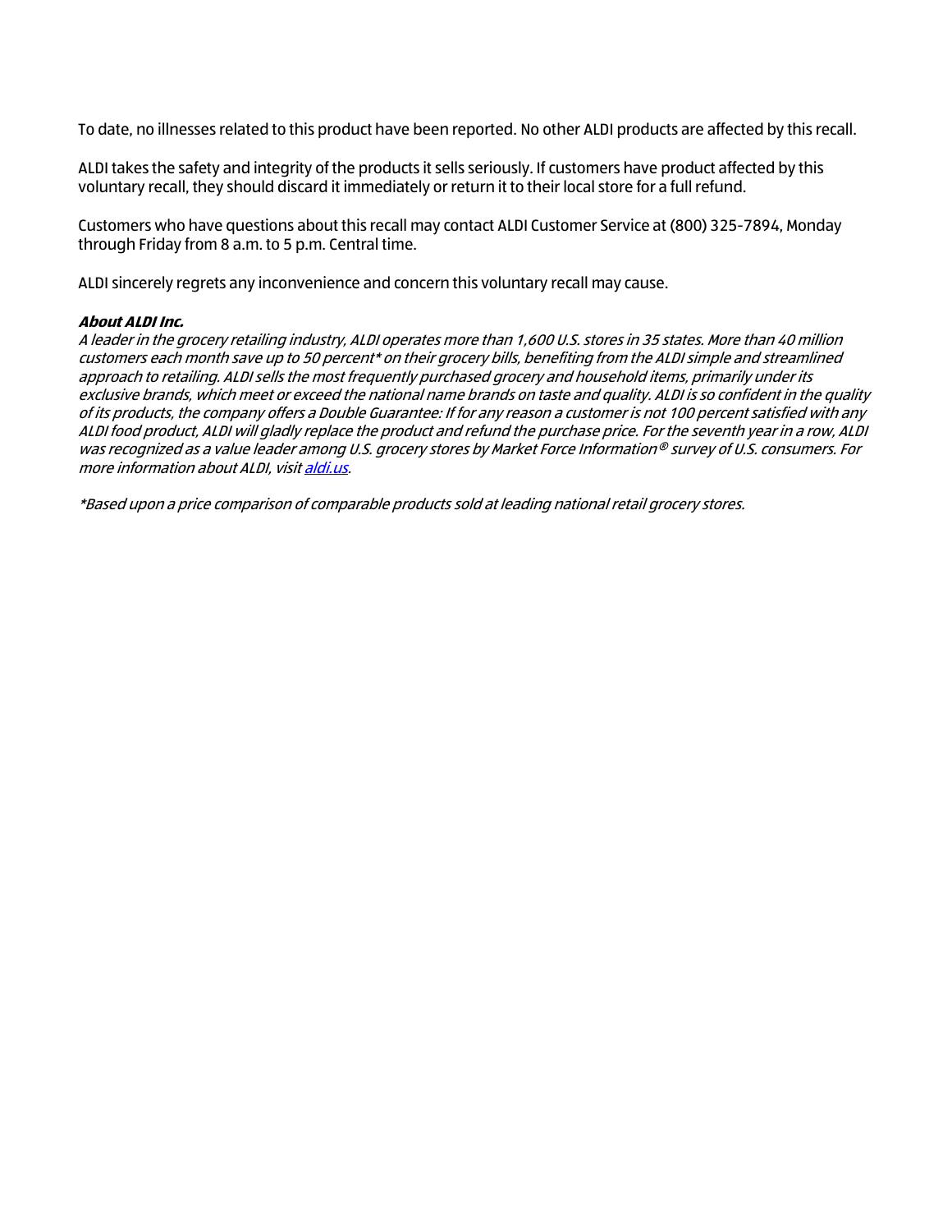To date, no illnesses related to this product have been reported. No other ALDI products are affected by this recall.

ALDI takes the safety and integrity of the products it sells seriously. If customers have product affected by this voluntary recall, they should discard it immediately or return it to their local store for a full refund.

Customers who have questions about this recall may contact ALDI Customer Service at (800) 325-7894, Monday through Friday from 8 a.m. to 5 p.m. Central time.

ALDI sincerely regrets any inconvenience and concern this voluntary recall may cause.

***About ALDI Inc.***

*A leader in the grocery retailing industry, ALDI operates more than 1,600 U.S. stores in 35 states. More than 40 million customers each month save up to 50 percent* on their grocery bills, benefiting from the ALDI simple and streamlined approach to retailing. ALDI sells the most frequently purchased grocery and household items, primarily under its exclusive brands, which meet or exceed the national name brands on taste and quality. ALDI is so confident in the quality of its products, the company offers a Double Guarantee: If for any reason a customer is not 100 percent satisfied with any ALDI food product, ALDI will gladly replace the product and refund the purchase price. For the seventh year in a row, ALDI was recognized as a value leader among U.S. grocery stores by Market Force Information® survey of U.S. consumers. For more information about ALDI, visit [aldi.us](aldi.us).*

**Based upon a price comparison of comparable products sold at leading national retail grocery stores.*